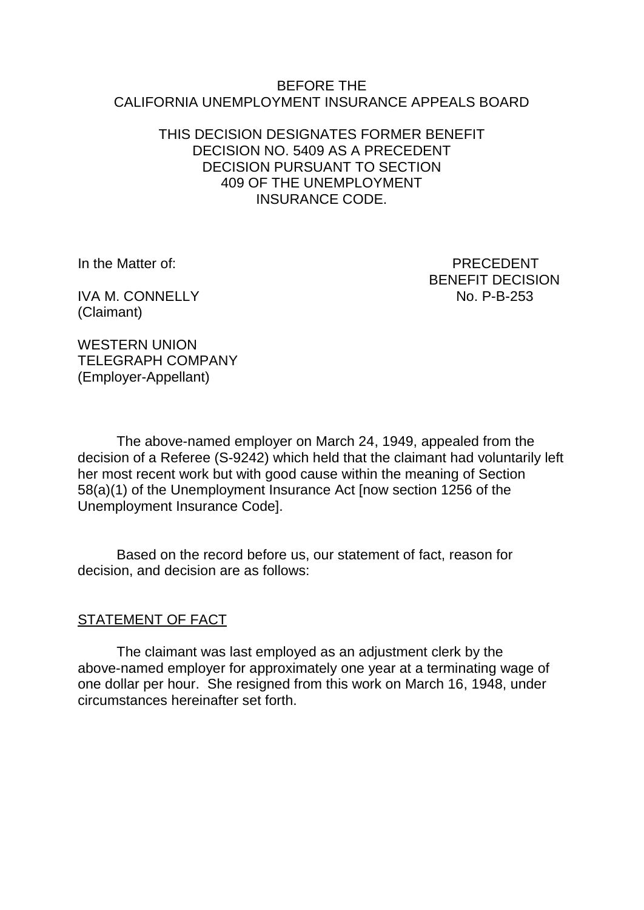BEFORE THE
CALIFORNIA UNEMPLOYMENT INSURANCE APPEALS BOARD

THIS DECISION DESIGNATES FORMER BENEFIT DECISION NO. 5409 AS A PRECEDENT DECISION PURSUANT TO SECTION 409 OF THE UNEMPLOYMENT INSURANCE CODE.

In the Matter of:

IVA M. CONNELLY
(Claimant)

WESTERN UNION
TELEGRAPH COMPANY
(Employer-Appellant)

PRECEDENT
BENEFIT DECISION
No. P-B-253

The above-named employer on March 24, 1949, appealed from the decision of a Referee (S-9242) which held that the claimant had voluntarily left her most recent work but with good cause within the meaning of Section 58(a)(1) of the Unemployment Insurance Act [now section 1256 of the Unemployment Insurance Code].

Based on the record before us, our statement of fact, reason for decision, and decision are as follows:

## STATEMENT OF FACT

The claimant was last employed as an adjustment clerk by the above-named employer for approximately one year at a terminating wage of one dollar per hour. She resigned from this work on March 16, 1948, under circumstances hereinafter set forth.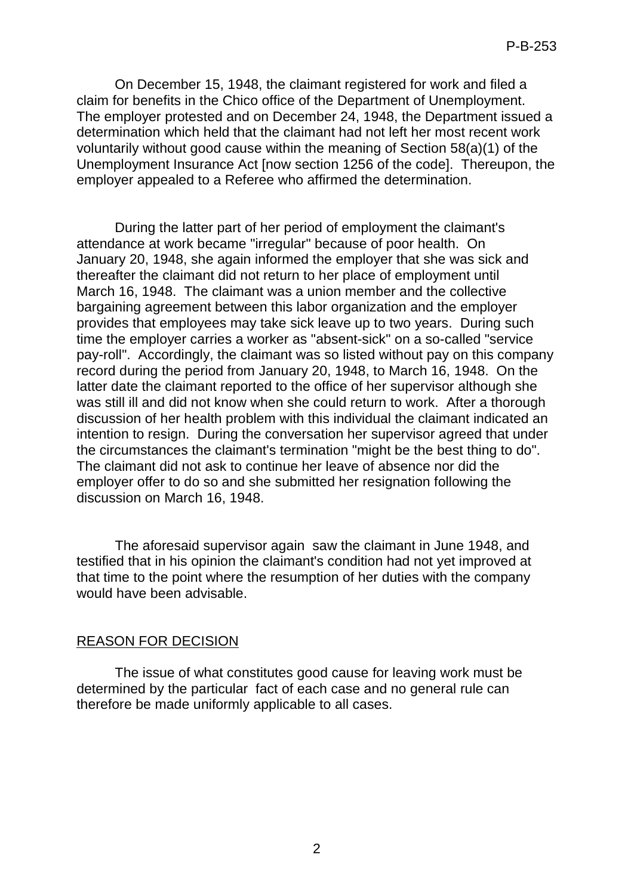On December 15, 1948, the claimant registered for work and filed a claim for benefits in the Chico office of the Department of Unemployment. The employer protested and on December 24, 1948, the Department issued a determination which held that the claimant had not left her most recent work voluntarily without good cause within the meaning of Section 58(a)(1) of the Unemployment Insurance Act [now section 1256 of the code]. Thereupon, the employer appealed to a Referee who affirmed the determination.

During the latter part of her period of employment the claimant's attendance at work became "irregular" because of poor health. On January 20, 1948, she again informed the employer that she was sick and thereafter the claimant did not return to her place of employment until March 16, 1948. The claimant was a union member and the collective bargaining agreement between this labor organization and the employer provides that employees may take sick leave up to two years. During such time the employer carries a worker as "absent-sick" on a so-called "service pay-roll". Accordingly, the claimant was so listed without pay on this company record during the period from January 20, 1948, to March 16, 1948. On the latter date the claimant reported to the office of her supervisor although she was still ill and did not know when she could return to work. After a thorough discussion of her health problem with this individual the claimant indicated an intention to resign. During the conversation her supervisor agreed that under the circumstances the claimant's termination "might be the best thing to do". The claimant did not ask to continue her leave of absence nor did the employer offer to do so and she submitted her resignation following the discussion on March 16, 1948.

The aforesaid supervisor again saw the claimant in June 1948, and testified that in his opinion the claimant's condition had not yet improved at that time to the point where the resumption of her duties with the company would have been advisable.

## REASON FOR DECISION

The issue of what constitutes good cause for leaving work must be determined by the particular fact of each case and no general rule can therefore be made uniformly applicable to all cases.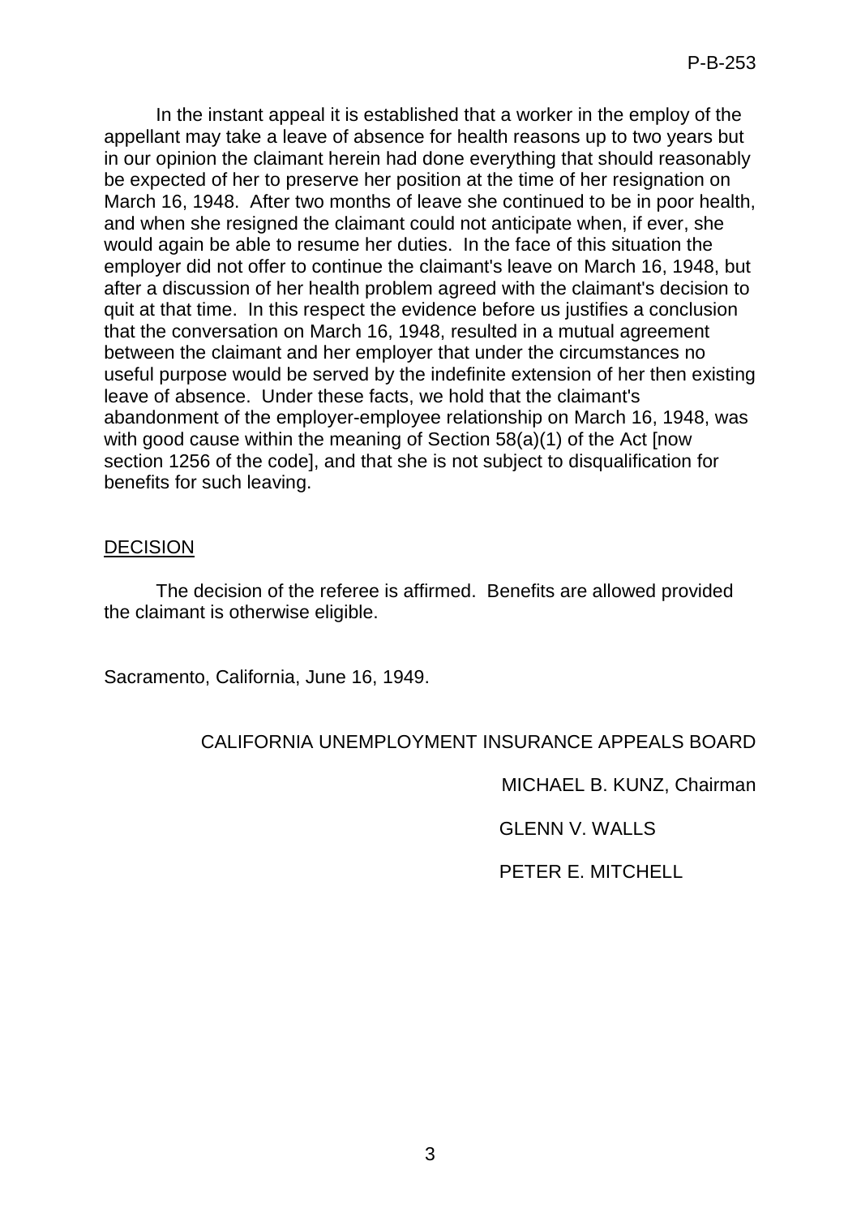In the instant appeal it is established that a worker in the employ of the appellant may take a leave of absence for health reasons up to two years but in our opinion the claimant herein had done everything that should reasonably be expected of her to preserve her position at the time of her resignation on March 16, 1948. After two months of leave she continued to be in poor health, and when she resigned the claimant could not anticipate when, if ever, she would again be able to resume her duties. In the face of this situation the employer did not offer to continue the claimant's leave on March 16, 1948, but after a discussion of her health problem agreed with the claimant's decision to quit at that time. In this respect the evidence before us justifies a conclusion that the conversation on March 16, 1948, resulted in a mutual agreement between the claimant and her employer that under the circumstances no useful purpose would be served by the indefinite extension of her then existing leave of absence. Under these facts, we hold that the claimant's abandonment of the employer-employee relationship on March 16, 1948, was with good cause within the meaning of Section 58(a)(1) of the Act [now section 1256 of the code], and that she is not subject to disqualification for benefits for such leaving.

## DECISION

The decision of the referee is affirmed. Benefits are allowed provided the claimant is otherwise eligible.

Sacramento, California, June 16, 1949.

CALIFORNIA UNEMPLOYMENT INSURANCE APPEALS BOARD

MICHAEL B. KUNZ, Chairman

GLENN V. WALLS

PETER E. MITCHELL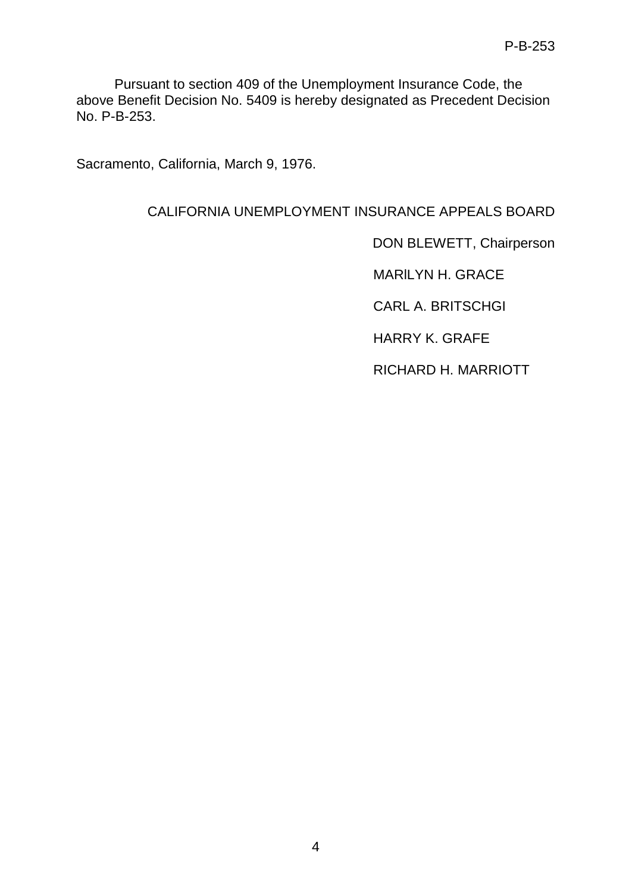Pursuant to section 409 of the Unemployment Insurance Code, the above Benefit Decision No. 5409 is hereby designated as Precedent Decision No. P-B-253.

Sacramento, California, March 9, 1976.

CALIFORNIA UNEMPLOYMENT INSURANCE APPEALS BOARD

DON BLEWETT, Chairperson

MARILYN H. GRACE

CARL A. BRITSCHGI

HARRY K. GRAFE

RICHARD H. MARRIOTT